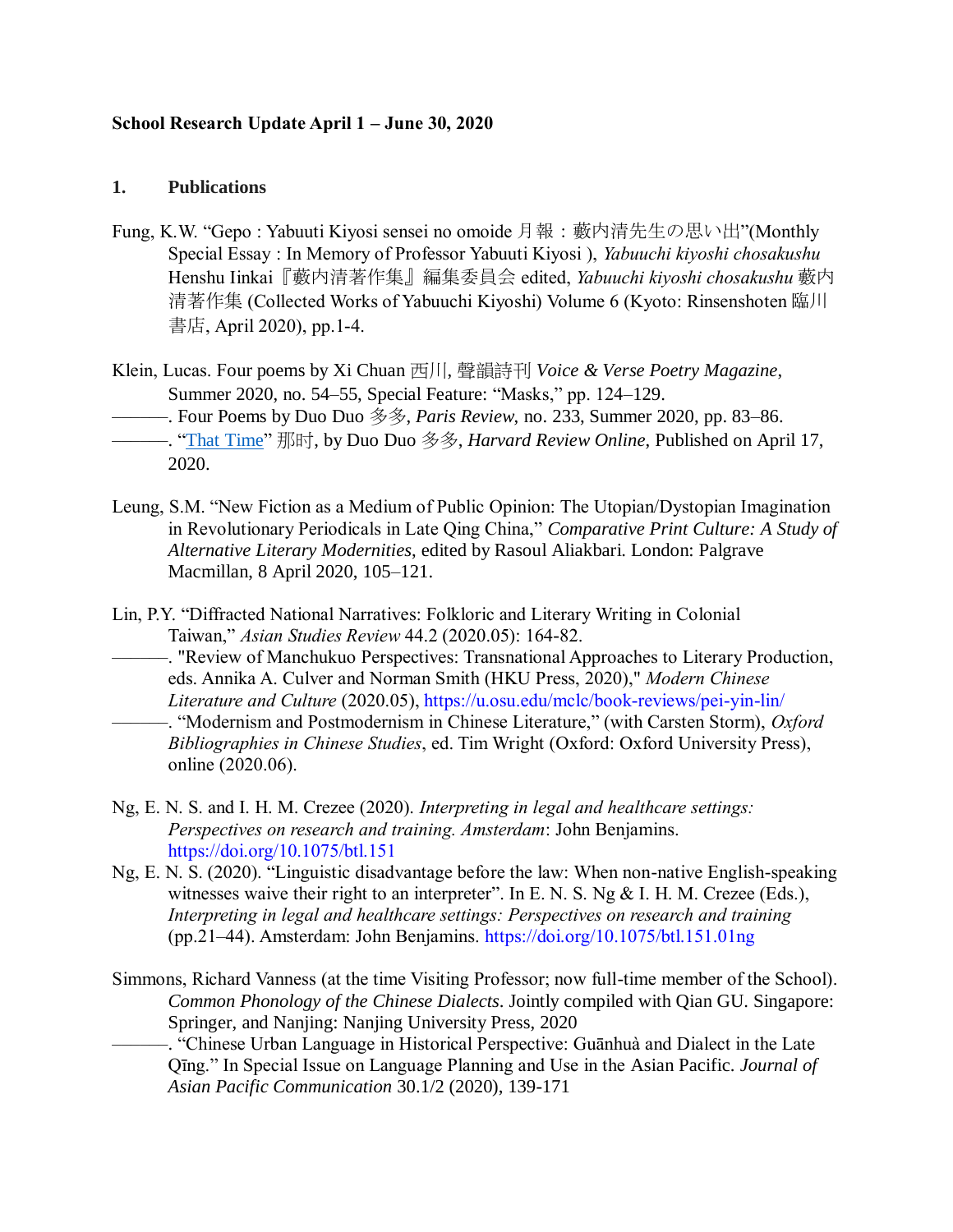**School Research Update April 1 – June 30, 2020**

## 1. Publications

Fung, K.W. “Gepo : Yabuuti Kiyosi sensei no omoide 月報：藪内清先生の思い出”(Monthly Special Essay : In Memory of Professor Yabuuti Kiyosi ), *Yabuuchi kiyoshi chosakushu* Henshu Iinkai『藪内清著作集』編集委員会 edited, *Yabuuchi kiyoshi chosakushu* 藪内清著作集 (Collected Works of Yabuuchi Kiyoshi) Volume 6 (Kyoto: Rinsenshoten 臨川書店, April 2020), pp.1-4.

Klein, Lucas. Four poems by Xi Chuan 西川, 聲韻詩刊 *Voice & Verse Poetry Magazine*, Summer 2020, no. 54–55, Special Feature: “Masks,” pp. 124–129.

———. Four Poems by Duo Duo 多多, *Paris Review*, no. 233, Summer 2020, pp. 83–86.

———. “That Time” 那时, by Duo Duo 多多, *Harvard Review Online*, Published on April 17, 2020.

Leung, S.M. “New Fiction as a Medium of Public Opinion: The Utopian/Dystopian Imagination in Revolutionary Periodicals in Late Qing China,” *Comparative Print Culture: A Study of Alternative Literary Modernities*, edited by Rasoul Aliakbari. London: Palgrave Macmillan, 8 April 2020, 105–121.

Lin, P.Y. “Diffracted National Narratives: Folkloric and Literary Writing in Colonial Taiwan,” *Asian Studies Review* 44.2 (2020.05): 164-82.

———. "Review of Manchukuo Perspectives: Transnational Approaches to Literary Production, eds. Annika A. Culver and Norman Smith (HKU Press, 2020)," *Modern Chinese Literature and Culture* (2020.05), https://u.osu.edu/mclc/book-reviews/pei-yin-lin/

———. “Modernism and Postmodernism in Chinese Literature,” (with Carsten Storm), *Oxford Bibliographies in Chinese Studies*, ed. Tim Wright (Oxford: Oxford University Press), online (2020.06).

Ng, E. N. S. and I. H. M. Crezee (2020). *Interpreting in legal and healthcare settings: Perspectives on research and training. Amsterdam*: John Benjamins. https://doi.org/10.1075/btl.151

Ng, E. N. S. (2020). “Linguistic disadvantage before the law: When non-native English-speaking witnesses waive their right to an interpreter”. In E. N. S. Ng & I. H. M. Crezee (Eds.), *Interpreting in legal and healthcare settings: Perspectives on research and training* (pp.21–44). Amsterdam: John Benjamins. https://doi.org/10.1075/btl.151.01ng

Simmons, Richard Vanness (at the time Visiting Professor; now full-time member of the School). *Common Phonology of the Chinese Dialects*. Jointly compiled with Qian GU. Singapore: Springer, and Nanjing: Nanjing University Press, 2020

———. “Chinese Urban Language in Historical Perspective: Guānhuà and Dialect in the Late Qīng.” In Special Issue on Language Planning and Use in the Asian Pacific. *Journal of Asian Pacific Communication* 30.1/2 (2020), 139-171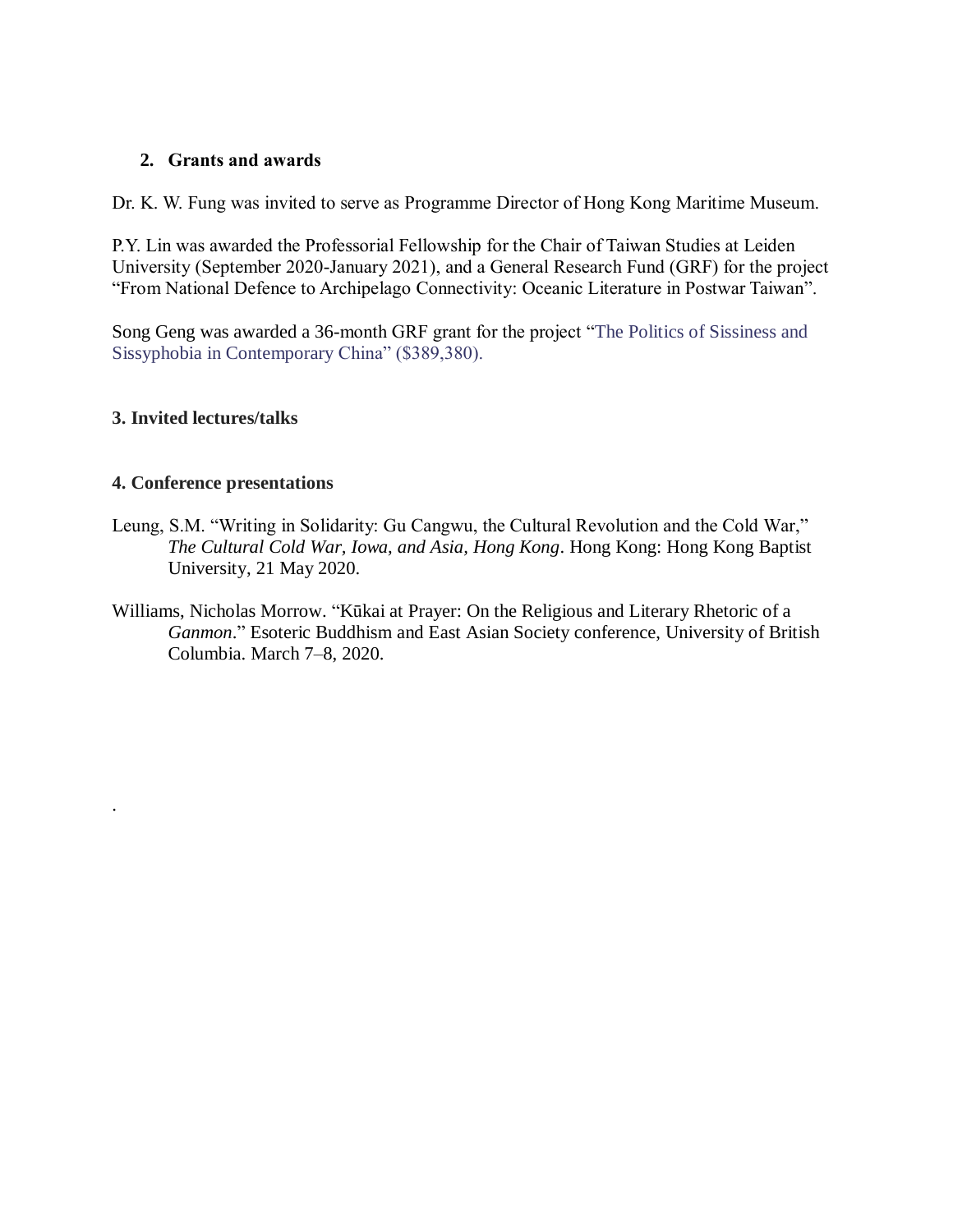## 2. Grants and awards

Dr. K. W. Fung was invited to serve as Programme Director of Hong Kong Maritime Museum.

P.Y. Lin was awarded the Professorial Fellowship for the Chair of Taiwan Studies at Leiden University (September 2020-January 2021), and a General Research Fund (GRF) for the project "From National Defence to Archipelago Connectivity: Oceanic Literature in Postwar Taiwan".

Song Geng was awarded a 36-month GRF grant for the project "The Politics of Sissiness and Sissyphobia in Contemporary China" ($389,380).

## 3. Invited lectures/talks

## 4. Conference presentations

Leung, S.M. "Writing in Solidarity: Gu Cangwu, the Cultural Revolution and the Cold War," *The Cultural Cold War, Iowa, and Asia, Hong Kong*. Hong Kong: Hong Kong Baptist University, 21 May 2020.

Williams, Nicholas Morrow. "Kūkai at Prayer: On the Religious and Literary Rhetoric of a *Ganmon*." Esoteric Buddhism and East Asian Society conference, University of British Columbia. March 7–8, 2020.

.